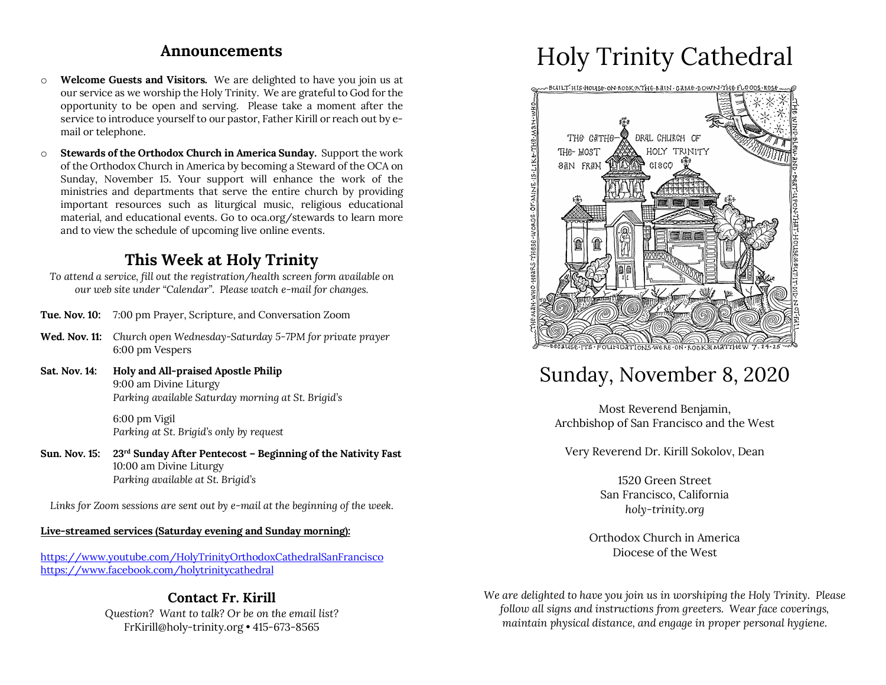## Announcements

- **Welcome Guests and Visitors.** We are delighted to have you join us at our service as we worship the Holy Trinity. We are grateful to God for the opportunity to be open and serving. Please take a moment after the service to introduce yourself to our pastor, Father Kirill or reach out by e-mail or telephone.
- **Stewards of the Orthodox Church in America Sunday.** Support the work of the Orthodox Church in America by becoming a Steward of the OCA on Sunday, November 15. Your support will enhance the work of the ministries and departments that serve the entire church by providing important resources such as liturgical music, religious educational material, and educational events. Go to oca.org/stewards to learn more and to view the schedule of upcoming live online events.

## This Week at Holy Trinity

*To attend a service, fill out the registration/health screen form available on our web site under "Calendar". Please watch e-mail for changes.*

**Tue. Nov. 10:** 7:00 pm Prayer, Scripture, and Conversation Zoom

**Wed. Nov. 11:** *Church open Wednesday-Saturday 5-7PM for private prayer*
6:00 pm Vespers

**Sat. Nov. 14:** **Holy and All-praised Apostle Philip**
9:00 am Divine Liturgy
*Parking available Saturday morning at St. Brigid's*

6:00 pm Vigil
*Parking at St. Brigid's only by request*

**Sun. Nov. 15:** **23rd Sunday After Pentecost – Beginning of the Nativity Fast**
10:00 am Divine Liturgy
*Parking available at St. Brigid's*

*Links for Zoom sessions are sent out by e-mail at the beginning of the week.*

**Live-streamed services (Saturday evening and Sunday morning):**

https://www.youtube.com/HolyTrinityOrthodoxCathedralSanFrancisco
https://www.facebook.com/holytrinitycathedral

### Contact Fr. Kirill

*Question? Want to talk? Or be on the email list?*
FrKirill@holy-trinity.org • 415-673-8565

# Holy Trinity Cathedral

BUILT HIS HOUSE ON ROCK. THE RAIN CAME DOWN THE FLOODS ROSE THE WIND BLEW AND BEAT UPON THAT HOUSE. BUT IT DID NOT FALL BECAUSE ITS FOUNDATIONS WERE ON ROCK. MATTHEW 7:24-25 THE MAN WHO HEARS THESE WORDS OF MINE IS LIKE THE MAN WHO

THE CATHEDRAL CHURCH OF THE MOST HOLY TRINITY SAN FRANCISCO

## Sunday, November 8, 2020

Most Reverend Benjamin,
Archbishop of San Francisco and the West

Very Reverend Dr. Kirill Sokolov, Dean

1520 Green Street
San Francisco, California
*holy-trinity.org*

Orthodox Church in America
Diocese of the West

*We are delighted to have you join us in worshiping the Holy Trinity. Please follow all signs and instructions from greeters. Wear face coverings, maintain physical distance, and engage in proper personal hygiene.*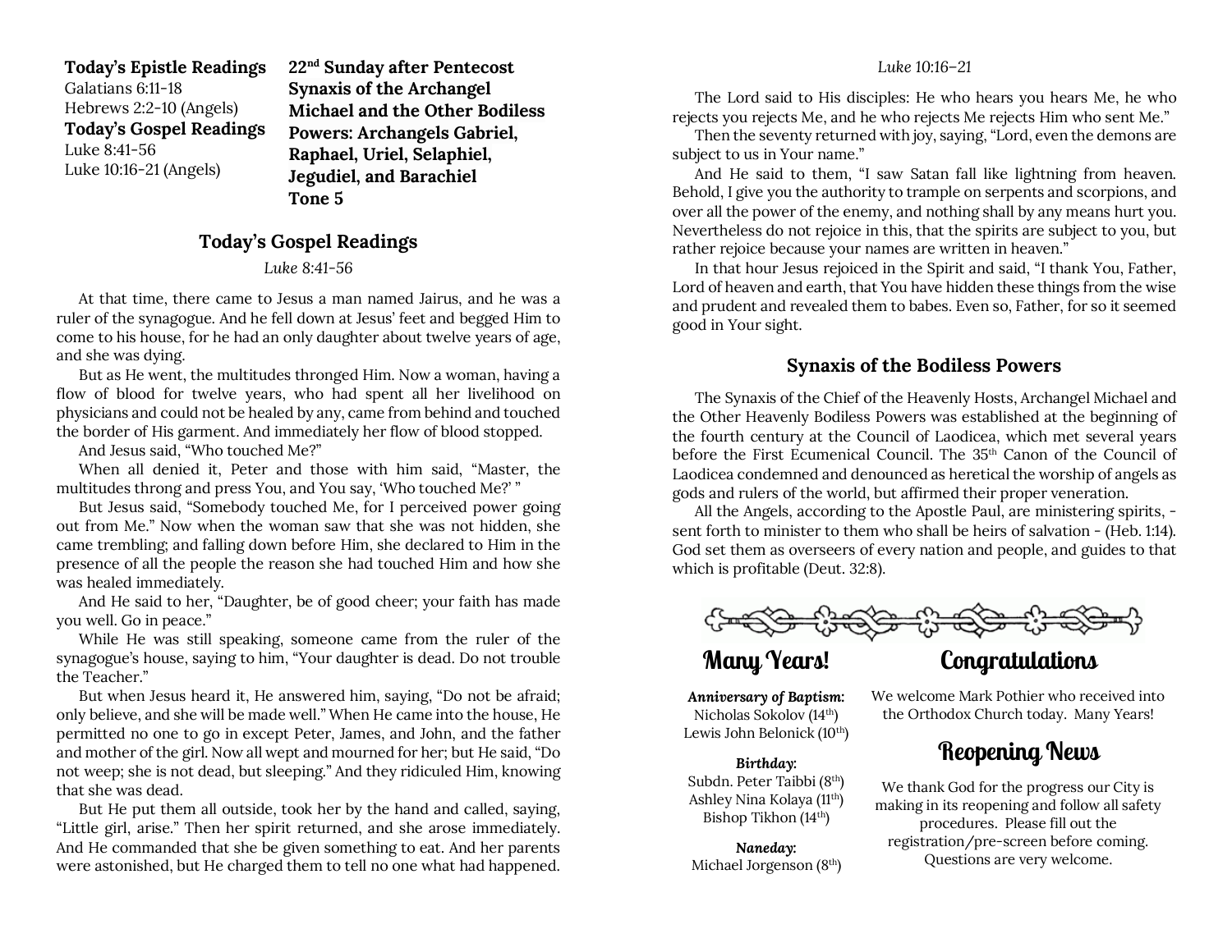**Today's Epistle Readings**
Galatians 6:11-18
Hebrews 2:2-10 (Angels)
**Today's Gospel Readings**
Luke 8:41-56
Luke 10:16-21 (Angels)

**22nd Sunday after Pentecost**
**Synaxis of the Archangel Michael and the Other Bodiless Powers: Archangels Gabriel, Raphael, Uriel, Selaphiel, Jegudiel, and Barachiel**
**Tone 5**

## Today's Gospel Readings

*Luke 8:41-56*

At that time, there came to Jesus a man named Jairus, and he was a ruler of the synagogue. And he fell down at Jesus' feet and begged Him to come to his house, for he had an only daughter about twelve years of age, and she was dying.

But as He went, the multitudes thronged Him. Now a woman, having a flow of blood for twelve years, who had spent all her livelihood on physicians and could not be healed by any, came from behind and touched the border of His garment. And immediately her flow of blood stopped.

And Jesus said, "Who touched Me?"

When all denied it, Peter and those with him said, "Master, the multitudes throng and press You, and You say, 'Who touched Me?' "

But Jesus said, "Somebody touched Me, for I perceived power going out from Me." Now when the woman saw that she was not hidden, she came trembling; and falling down before Him, she declared to Him in the presence of all the people the reason she had touched Him and how she was healed immediately.

And He said to her, "Daughter, be of good cheer; your faith has made you well. Go in peace."

While He was still speaking, someone came from the ruler of the synagogue's house, saying to him, "Your daughter is dead. Do not trouble the Teacher."

But when Jesus heard it, He answered him, saying, "Do not be afraid; only believe, and she will be made well." When He came into the house, He permitted no one to go in except Peter, James, and John, and the father and mother of the girl. Now all wept and mourned for her; but He said, "Do not weep; she is not dead, but sleeping." And they ridiculed Him, knowing that she was dead.

But He put them all outside, took her by the hand and called, saying, "Little girl, arise." Then her spirit returned, and she arose immediately. And He commanded that she be given something to eat. And her parents were astonished, but He charged them to tell no one what had happened.

*Luke 10:16–21*

The Lord said to His disciples: He who hears you hears Me, he who rejects you rejects Me, and he who rejects Me rejects Him who sent Me."

Then the seventy returned with joy, saying, "Lord, even the demons are subject to us in Your name."

And He said to them, "I saw Satan fall like lightning from heaven. Behold, I give you the authority to trample on serpents and scorpions, and over all the power of the enemy, and nothing shall by any means hurt you. Nevertheless do not rejoice in this, that the spirits are subject to you, but rather rejoice because your names are written in heaven."

In that hour Jesus rejoiced in the Spirit and said, "I thank You, Father, Lord of heaven and earth, that You have hidden these things from the wise and prudent and revealed them to babes. Even so, Father, for so it seemed good in Your sight.

## Synaxis of the Bodiless Powers

The Synaxis of the Chief of the Heavenly Hosts, Archangel Michael and the Other Heavenly Bodiless Powers was established at the beginning of the fourth century at the Council of Laodicea, which met several years before the First Ecumenical Council. The 35th Canon of the Council of Laodicea condemned and denounced as heretical the worship of angels as gods and rulers of the world, but affirmed their proper veneration.

All the Angels, according to the Apostle Paul, are ministering spirits, - sent forth to minister to them who shall be heirs of salvation - (Heb. 1:14). God set them as overseers of every nation and people, and guides to that which is profitable (Deut. 32:8).

## Many Years!

***Anniversary of Baptism:***
Nicholas Sokolov (14th)
Lewis John Belonick (10th)

***Birthday:***
Subdn. Peter Taibbi (8th)
Ashley Nina Kolaya (11th)
Bishop Tikhon (14th)

***Naneday:***
Michael Jorgenson (8th)

## Congratulations

We welcome Mark Pothier who received into the Orthodox Church today. Many Years!

## Reopening News

We thank God for the progress our City is making in its reopening and follow all safety procedures. Please fill out the registration/pre-screen before coming. Questions are very welcome.